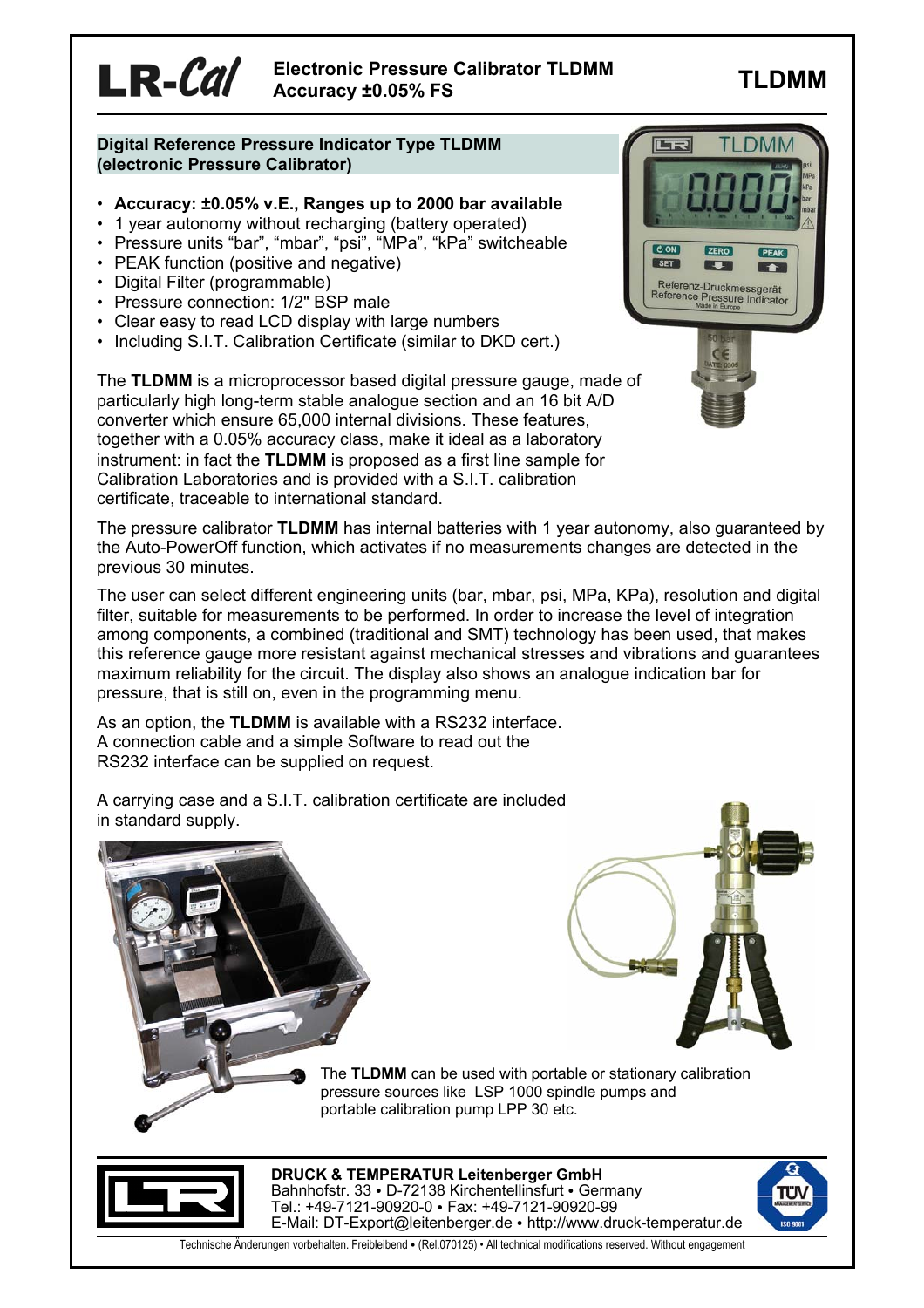# LR-Cal Electronic Pressure Calibrator TLDMM Accuracy ±0.05% FS

**TLDMM**

## Digital Reference Pressure Indicator Type TLDMM (electronic Pressure Calibrator)

- **Accuracy: ±0.05% v.E., Ranges up to 2000 bar available**
- 1 year autonomy without recharging (battery operated)
- Pressure units "bar", "mbar", "psi", "MPa", "kPa" switcheable
- PEAK function (positive and negative)
- Digital Filter (programmable)
- Pressure connection: 1/2" BSP male
- Clear easy to read LCD display with large numbers
- Including S.I.T. Calibration Certificate (similar to DKD cert.)

The **TLDMM** is a microprocessor based digital pressure gauge, made of particularly high long-term stable analogue section and an 16 bit A/D converter which ensure 65,000 internal divisions. These features, together with a 0.05% accuracy class, make it ideal as a laboratory instrument: in fact the **TLDMM** is proposed as a first line sample for Calibration Laboratories and is provided with a S.I.T. calibration certificate, traceable to international standard.

The pressure calibrator **TLDMM** has internal batteries with 1 year autonomy, also guaranteed by the Auto-PowerOff function, which activates if no measurements changes are detected in the previous 30 minutes.

The user can select different engineering units (bar, mbar, psi, MPa, KPa), resolution and digital filter, suitable for measurements to be performed. In order to increase the level of integration among components, a combined (traditional and SMT) technology has been used, that makes this reference gauge more resistant against mechanical stresses and vibrations and guarantees maximum reliability for the circuit. The display also shows an analogue indication bar for pressure, that is still on, even in the programming menu.

As an option, the **TLDMM** is available with a RS232 interface. A connection cable and a simple Software to read out the RS232 interface can be supplied on request.

A carrying case and a S.I.T. calibration certificate are included in standard supply.

The **TLDMM** can be used with portable or stationary calibration pressure sources like LSP 1000 spindle pumps and portable calibration pump LPP 30 etc.

**DRUCK & TEMPERATUR Leitenberger GmbH**
Bahnhofstr. 33 • D-72138 Kirchentellinsfurt • Germany
Tel.: +49-7121-90920-0 • Fax: +49-7121-90920-99
E-Mail: DT-Export@leitenberger.de • http://www.druck-temperatur.de

Technische Änderungen vorbehalten. Freibleibend • (Rel.070125) • All technical modifications reserved. Without engagement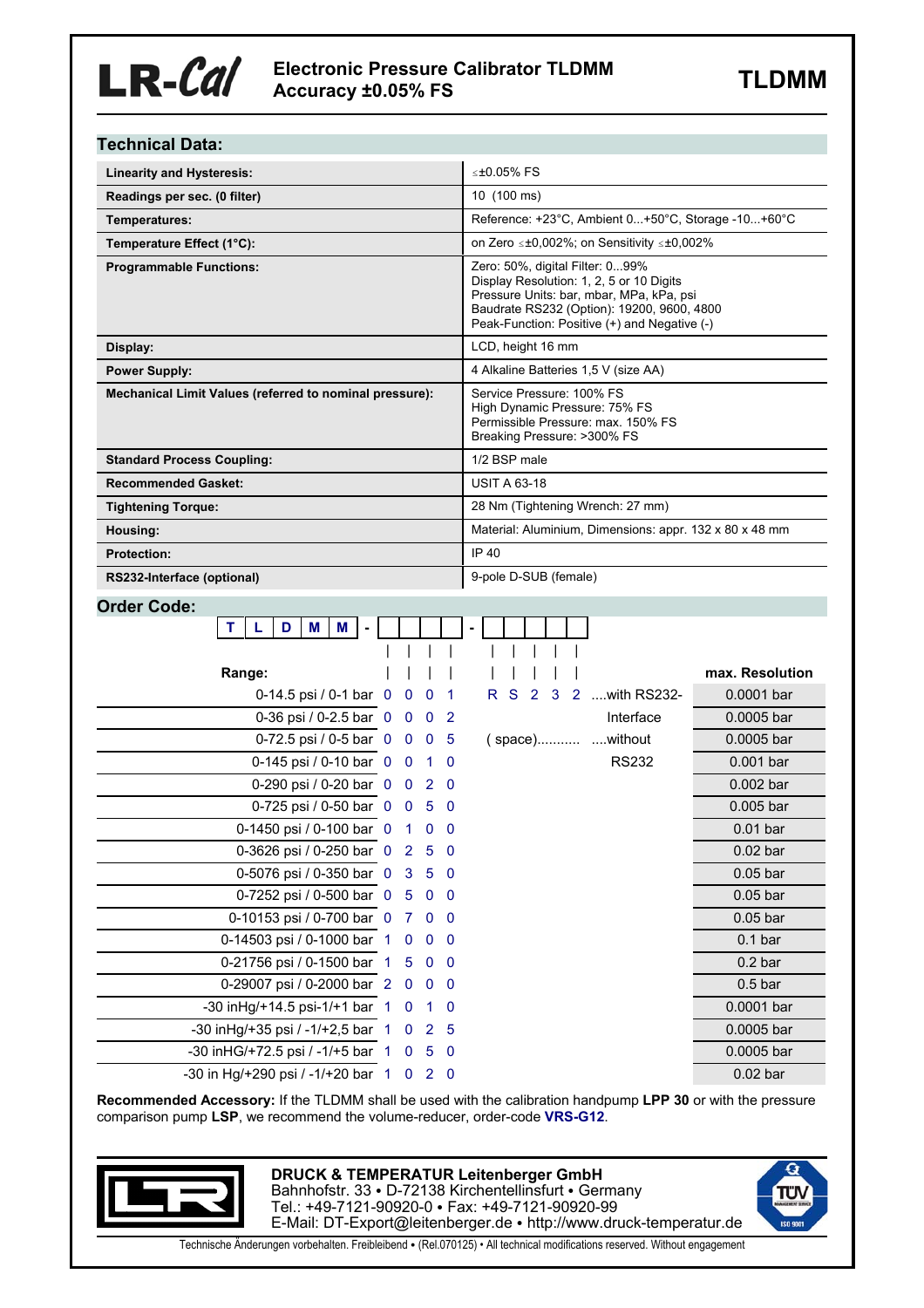# LR-Cal Electronic Pressure Calibrator TLDMM

**Accuracy ±0.05% FS**

**TLDMM**

## Technical Data:

| | |
|---|---|
| **Linearity and Hysteresis:** | ≤±0.05% FS |
| **Readings per sec. (0 filter)** | 10 (100 ms) |
| **Temperatures:** | Reference: +23°C, Ambient 0...+50°C, Storage -10...+60°C |
| **Temperature Effect (1°C):** | on Zero ≤±0,002%; on Sensitivity ≤±0,002% |
| **Programmable Functions:** | Zero: 50%, digital Filter: 0...99%<br>Display Resolution: 1, 2, 5 or 10 Digits<br>Pressure Units: bar, mbar, MPa, kPa, psi<br>Baudrate RS232 (Option): 19200, 9600, 4800<br>Peak-Function: Positive (+) and Negative (-) |
| **Display:** | LCD, height 16 mm |
| **Power Supply:** | 4 Alkaline Batteries 1,5 V (size AA) |
| **Mechanical Limit Values (referred to nominal pressure):** | Service Pressure: 100% FS<br>High Dynamic Pressure: 75% FS<br>Permissible Pressure: max. 150% FS<br>Breaking Pressure: >300% FS |
| **Standard Process Coupling:** | 1/2 BSP male |
| **Recommended Gasket:** | USIT A 63-18 |
| **Tightening Torque:** | 28 Nm (Tightening Wrench: 27 mm) |
| **Housing:** | Material: Aluminium, Dimensions: appr. 132 x 80 x 48 mm |
| **Protection:** | IP 40 |
| **RS232-Interface (optional)** | 9-pole D-SUB (female) |

## Order Code:

T L D M M - _ _ _ _ - _ _ _ _ _

RS232 option: R S 2 3 2 ....with RS232-Interface; ( space)........... ....without RS232

| Range: | Code | max. Resolution |
|---|---|---|
| 0-14.5 psi / 0-1 bar | 0 0 0 1 | 0.0001 bar |
| 0-36 psi / 0-2.5 bar | 0 0 0 2 | 0.0005 bar |
| 0-72.5 psi / 0-5 bar | 0 0 0 5 | 0.0005 bar |
| 0-145 psi / 0-10 bar | 0 0 1 0 | 0.001 bar |
| 0-290 psi / 0-20 bar | 0 0 2 0 | 0.002 bar |
| 0-725 psi / 0-50 bar | 0 0 5 0 | 0.005 bar |
| 0-1450 psi / 0-100 bar | 0 1 0 0 | 0.01 bar |
| 0-3626 psi / 0-250 bar | 0 2 5 0 | 0.02 bar |
| 0-5076 psi / 0-350 bar | 0 3 5 0 | 0.05 bar |
| 0-7252 psi / 0-500 bar | 0 5 0 0 | 0.05 bar |
| 0-10153 psi / 0-700 bar | 0 7 0 0 | 0.05 bar |
| 0-14503 psi / 0-1000 bar | 1 0 0 0 | 0.1 bar |
| 0-21756 psi / 0-1500 bar | 1 5 0 0 | 0.2 bar |
| 0-29007 psi / 0-2000 bar | 2 0 0 0 | 0.5 bar |
| -30 inHg/+14.5 psi-1/+1 bar | 1 0 1 0 | 0.0001 bar |
| -30 inHg/+35 psi / -1/+2,5 bar | 1 0 2 5 | 0.0005 bar |
| -30 inHG/+72.5 psi / -1/+5 bar | 1 0 5 0 | 0.0005 bar |
| -30 in Hg/+290 psi / -1/+20 bar | 1 0 2 0 | 0.02 bar |

**Recommended Accessory:** If the TLDMM shall be used with the calibration handpump **LPP 30** or with the pressure comparison pump **LSP**, we recommend the volume-reducer, order-code **VRS-G12**.

**DRUCK & TEMPERATUR Leitenberger GmbH**
Bahnhofstr. 33 • D-72138 Kirchentellinsfurt • Germany
Tel.: +49-7121-90920-0 • Fax: +49-7121-90920-99
E-Mail: DT-Export@leitenberger.de • http://www.druck-temperatur.de

Technische Änderungen vorbehalten. Freibleibend • (Rel.070125) • All technical modifications reserved. Without engagement